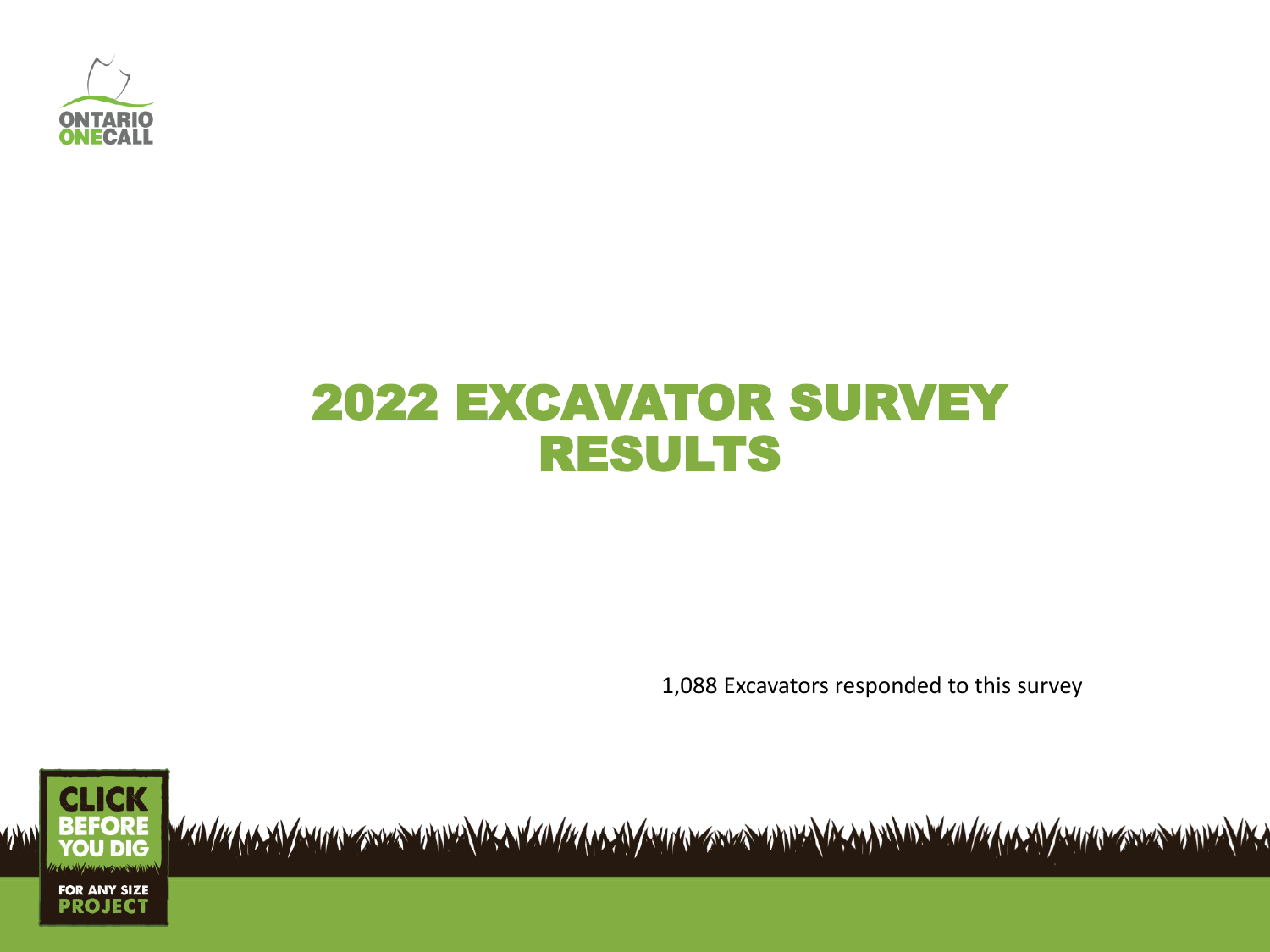# 2022 EXCAVATOR SURVEY RESULTS

1,088 Excavators responded to this survey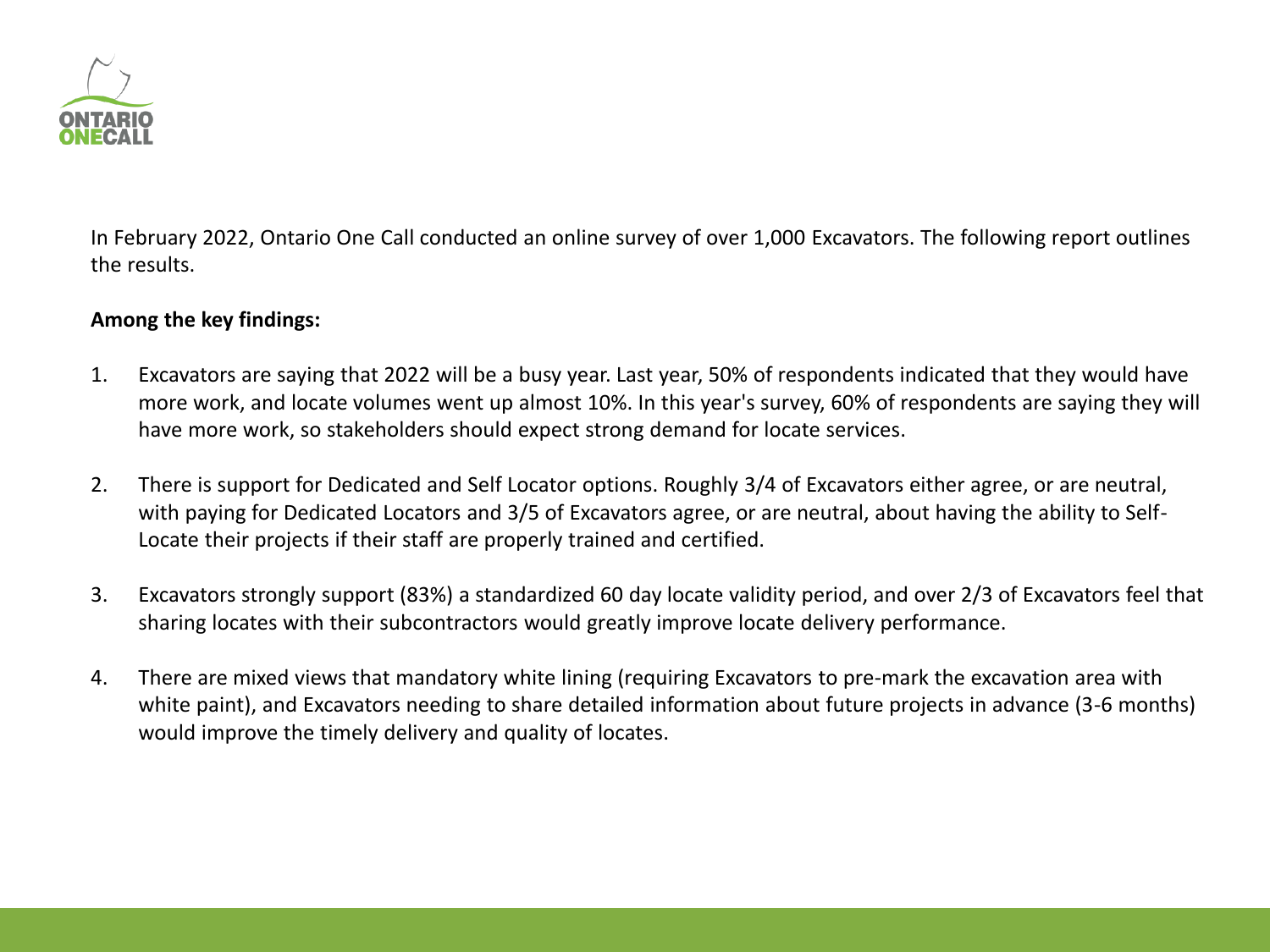In February 2022, Ontario One Call conducted an online survey of over 1,000 Excavators. The following report outlines the results.

**Among the key findings:**

1. Excavators are saying that 2022 will be a busy year. Last year, 50% of respondents indicated that they would have more work, and locate volumes went up almost 10%. In this year's survey, 60% of respondents are saying they will have more work, so stakeholders should expect strong demand for locate services.

2. There is support for Dedicated and Self Locator options. Roughly 3/4 of Excavators either agree, or are neutral, with paying for Dedicated Locators and 3/5 of Excavators agree, or are neutral, about having the ability to Self-Locate their projects if their staff are properly trained and certified.

3. Excavators strongly support (83%) a standardized 60 day locate validity period, and over 2/3 of Excavators feel that sharing locates with their subcontractors would greatly improve locate delivery performance.

4. There are mixed views that mandatory white lining (requiring Excavators to pre-mark the excavation area with white paint), and Excavators needing to share detailed information about future projects in advance (3-6 months) would improve the timely delivery and quality of locates.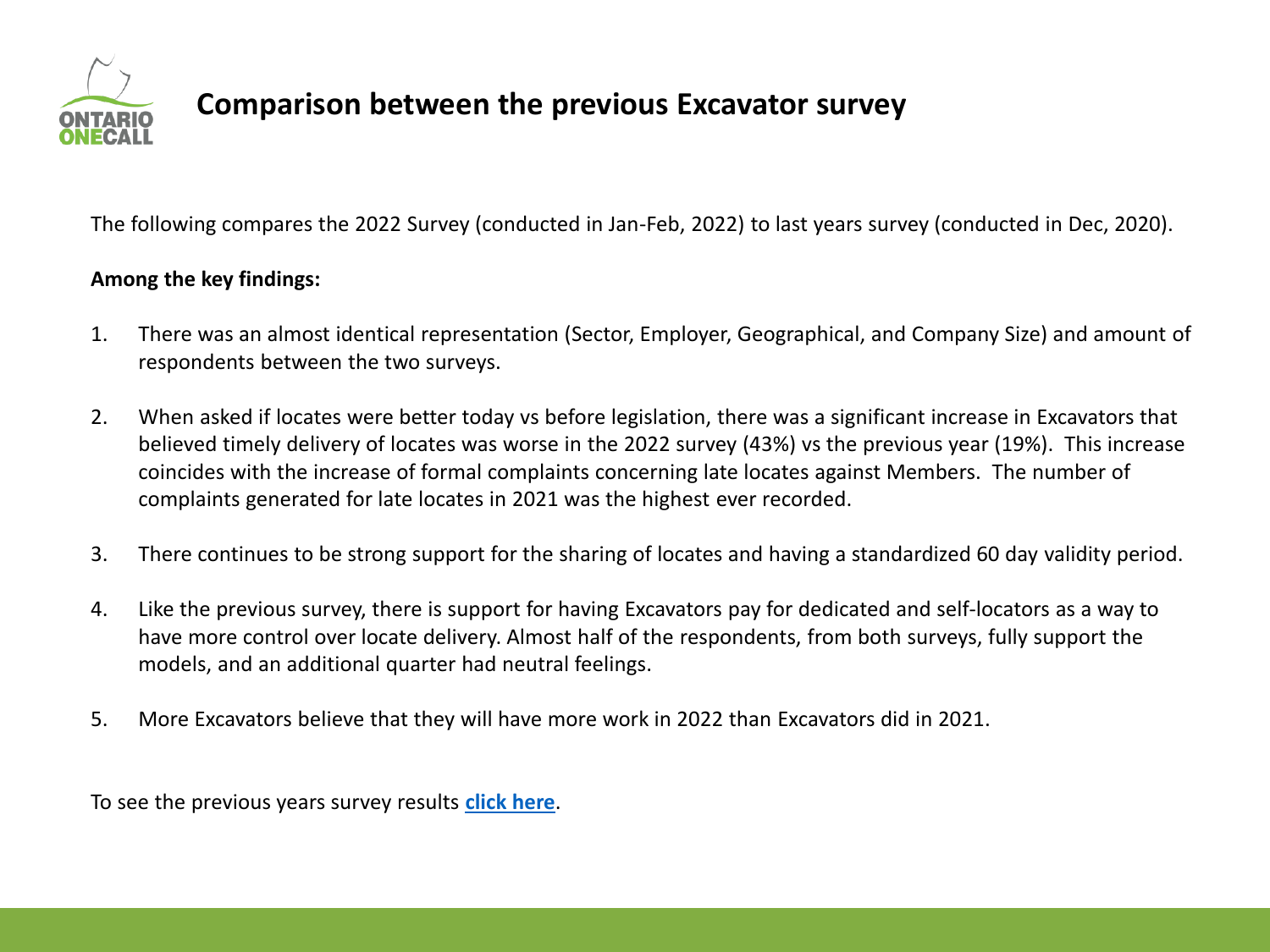# Comparison between the previous Excavator survey

The following compares the 2022 Survey (conducted in Jan-Feb, 2022) to last years survey (conducted in Dec, 2020).

**Among the key findings:**

1. There was an almost identical representation (Sector, Employer, Geographical, and Company Size) and amount of respondents between the two surveys.
2. When asked if locates were better today vs before legislation, there was a significant increase in Excavators that believed timely delivery of locates was worse in the 2022 survey (43%) vs the previous year (19%). This increase coincides with the increase of formal complaints concerning late locates against Members. The number of complaints generated for late locates in 2021 was the highest ever recorded.
3. There continues to be strong support for the sharing of locates and having a standardized 60 day validity period.
4. Like the previous survey, there is support for having Excavators pay for dedicated and self-locators as a way to have more control over locate delivery. Almost half of the respondents, from both surveys, fully support the models, and an additional quarter had neutral feelings.
5. More Excavators believe that they will have more work in 2022 than Excavators did in 2021.

To see the previous years survey results **click here**.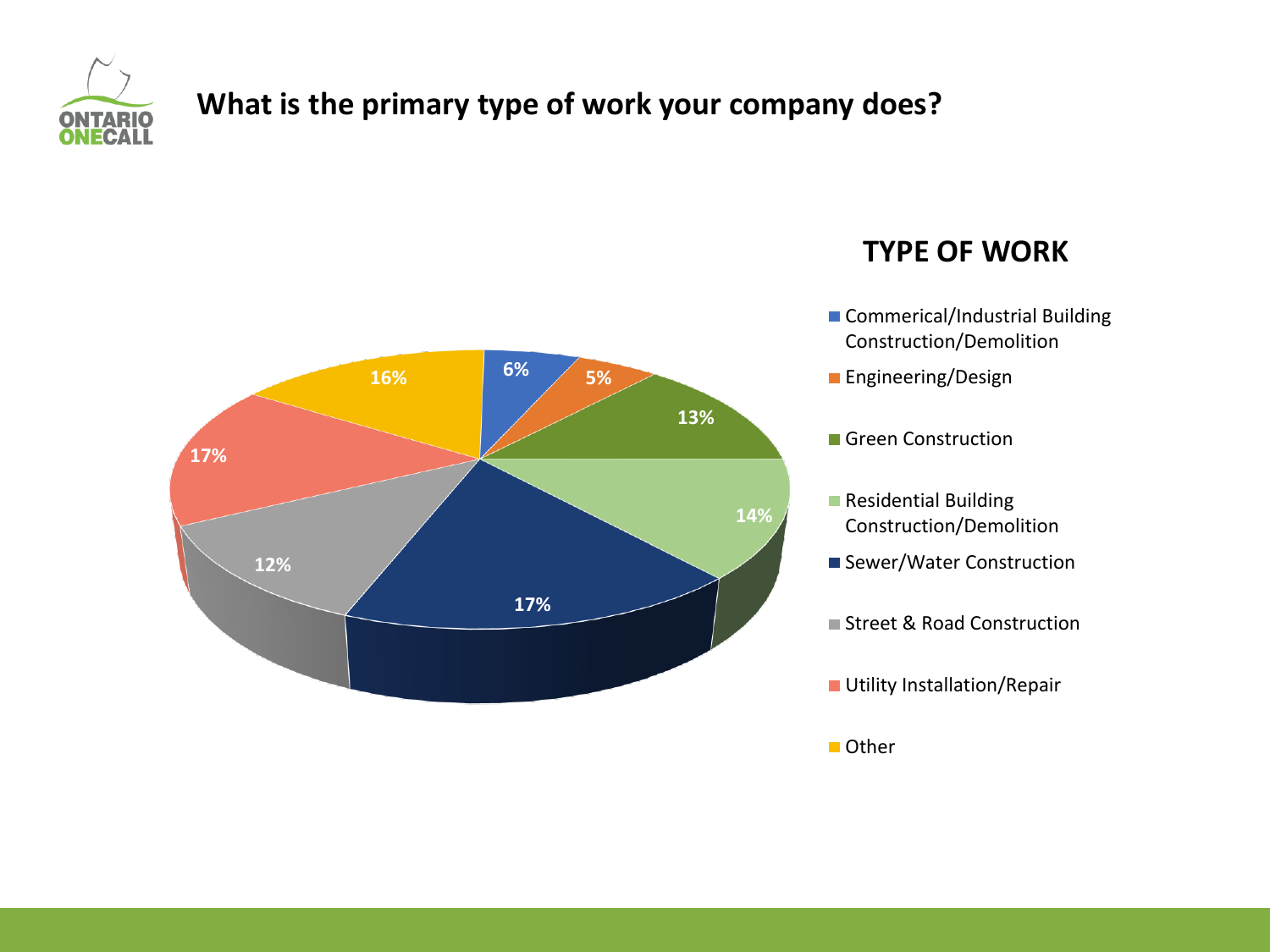# What is the primary type of work your company does?

## TYPE OF WORK

| Type of Work | Percentage |
|---|---|
| Commerical/Industrial Building Construction/Demolition | 6% |
| Engineering/Design | 5% |
| Green Construction | 13% |
| Residential Building Construction/Demolition | 14% |
| Sewer/Water Construction | 17% |
| Street & Road Construction | 12% |
| Utility Installation/Repair | 17% |
| Other | 16% |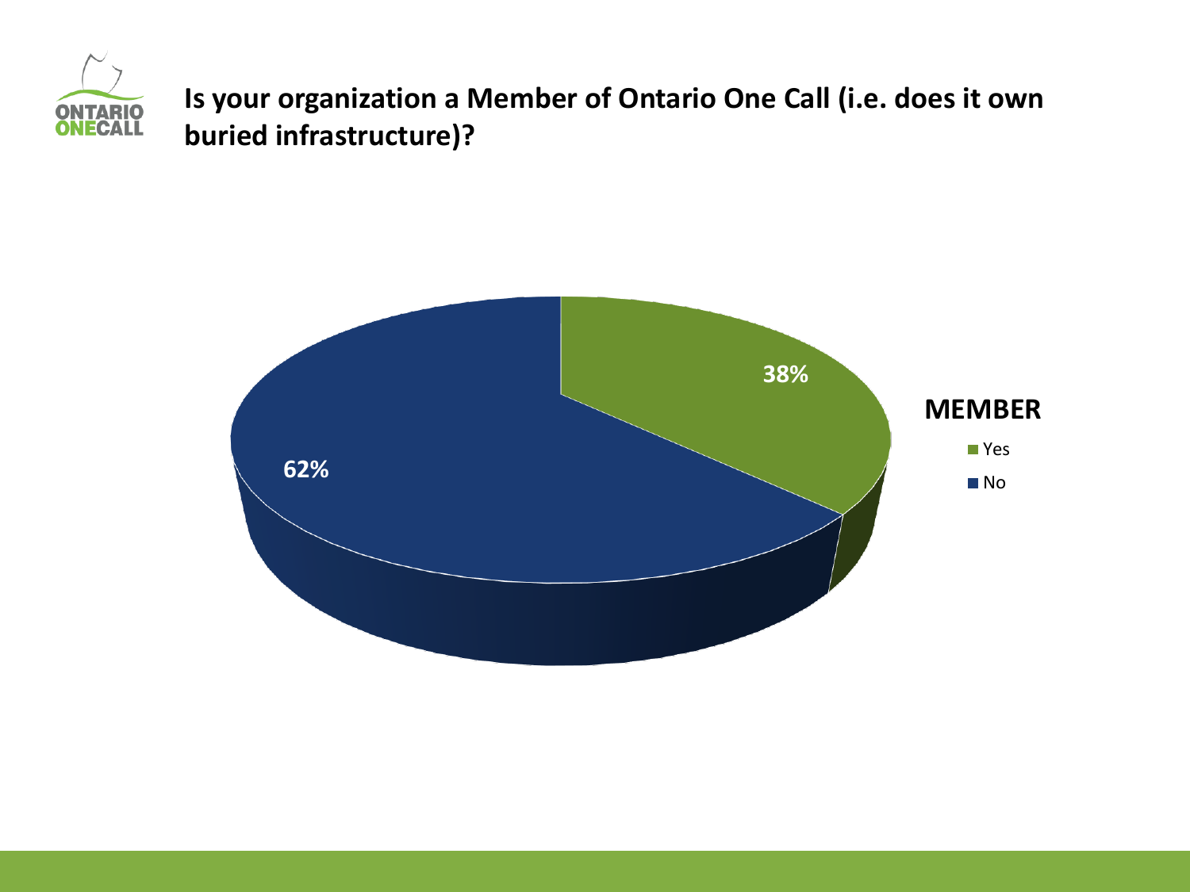## Is your organization a Member of Ontario One Call (i.e. does it own buried infrastructure)?

**MEMBER**

| Member | Percentage |
| --- | --- |
| Yes | 38% |
| No | 62% |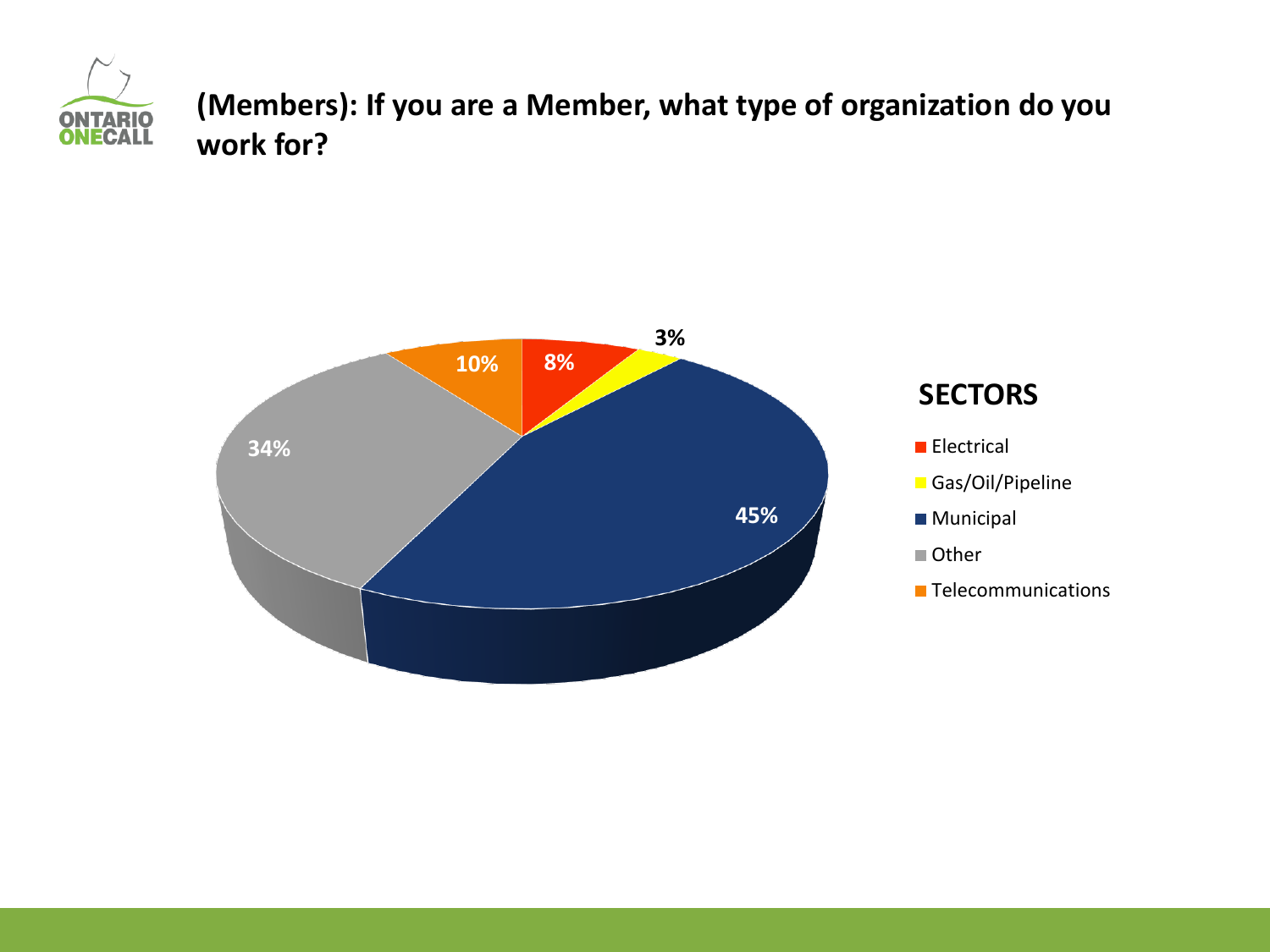## (Members): If you are a Member, what type of organization do you work for?

**SECTORS**

| Sector | Percentage |
|---|---|
| Electrical | 8% |
| Gas/Oil/Pipeline | 3% |
| Municipal | 45% |
| Other | 34% |
| Telecommunications | 10% |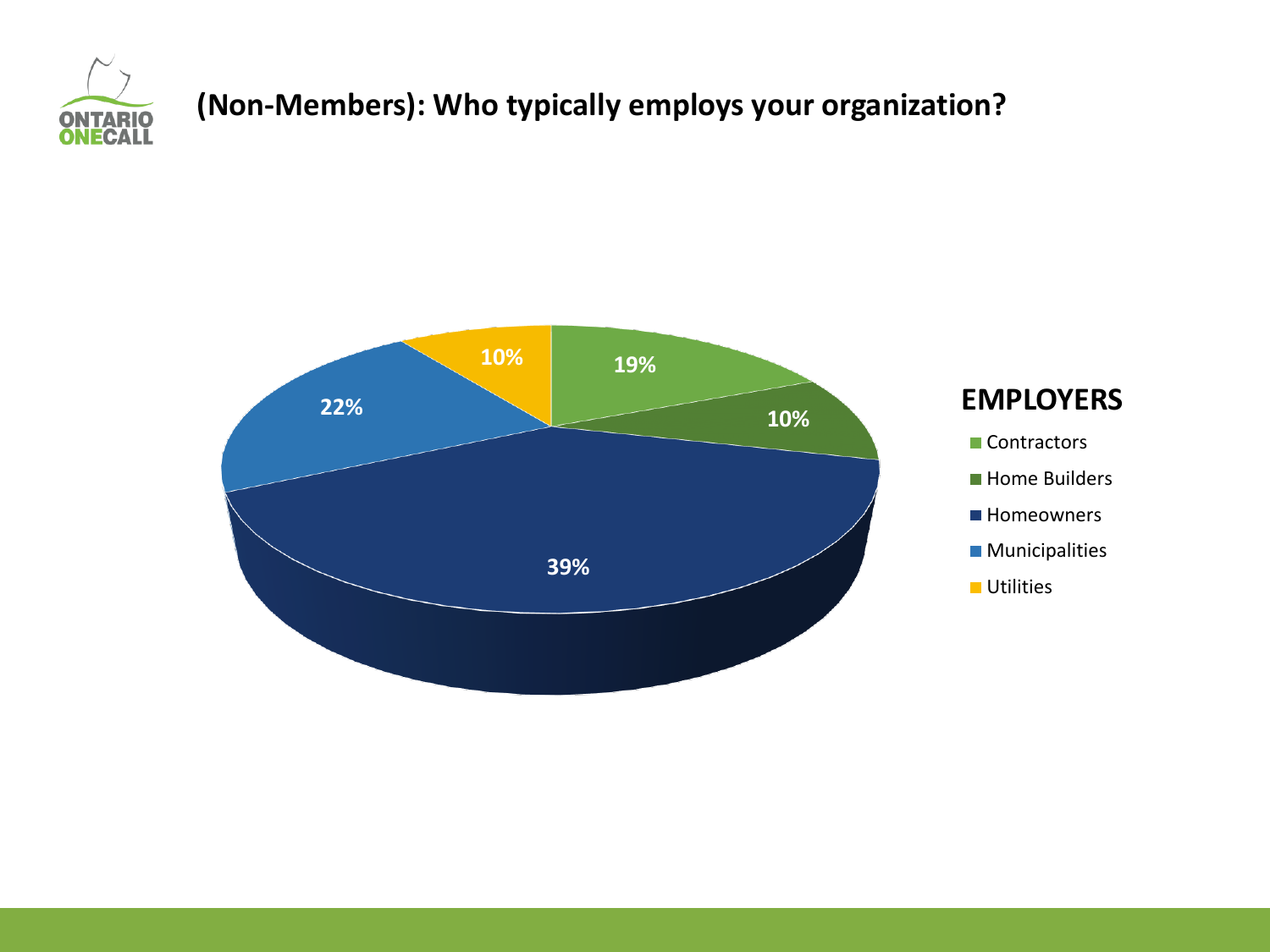## (Non-Members): Who typically employs your organization?

**EMPLOYERS**

| Employer | Percentage |
| --- | --- |
| Contractors | 19% |
| Home Builders | 10% |
| Homeowners | 39% |
| Municipalities | 22% |
| Utilities | 10% |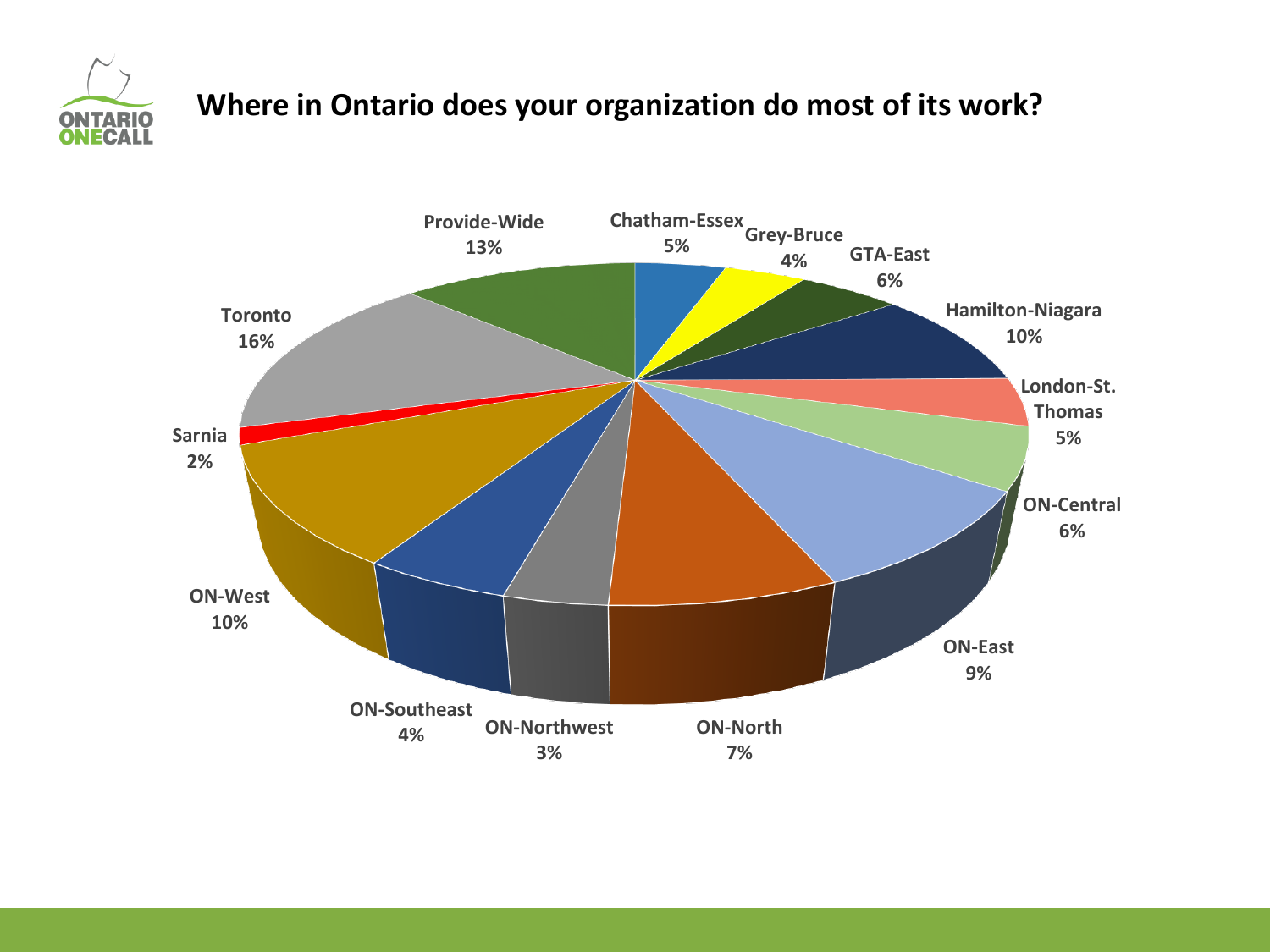# Where in Ontario does your organization do most of its work?

| Region | Percentage |
| --- | --- |
| Provide-Wide | 13% |
| Chatham-Essex | 5% |
| Grey-Bruce | 4% |
| GTA-East | 6% |
| Hamilton-Niagara | 10% |
| London-St. Thomas | 5% |
| ON-Central | 6% |
| ON-East | 9% |
| ON-North | 7% |
| ON-Northwest | 3% |
| ON-Southeast | 4% |
| ON-West | 10% |
| Sarnia | 2% |
| Toronto | 16% |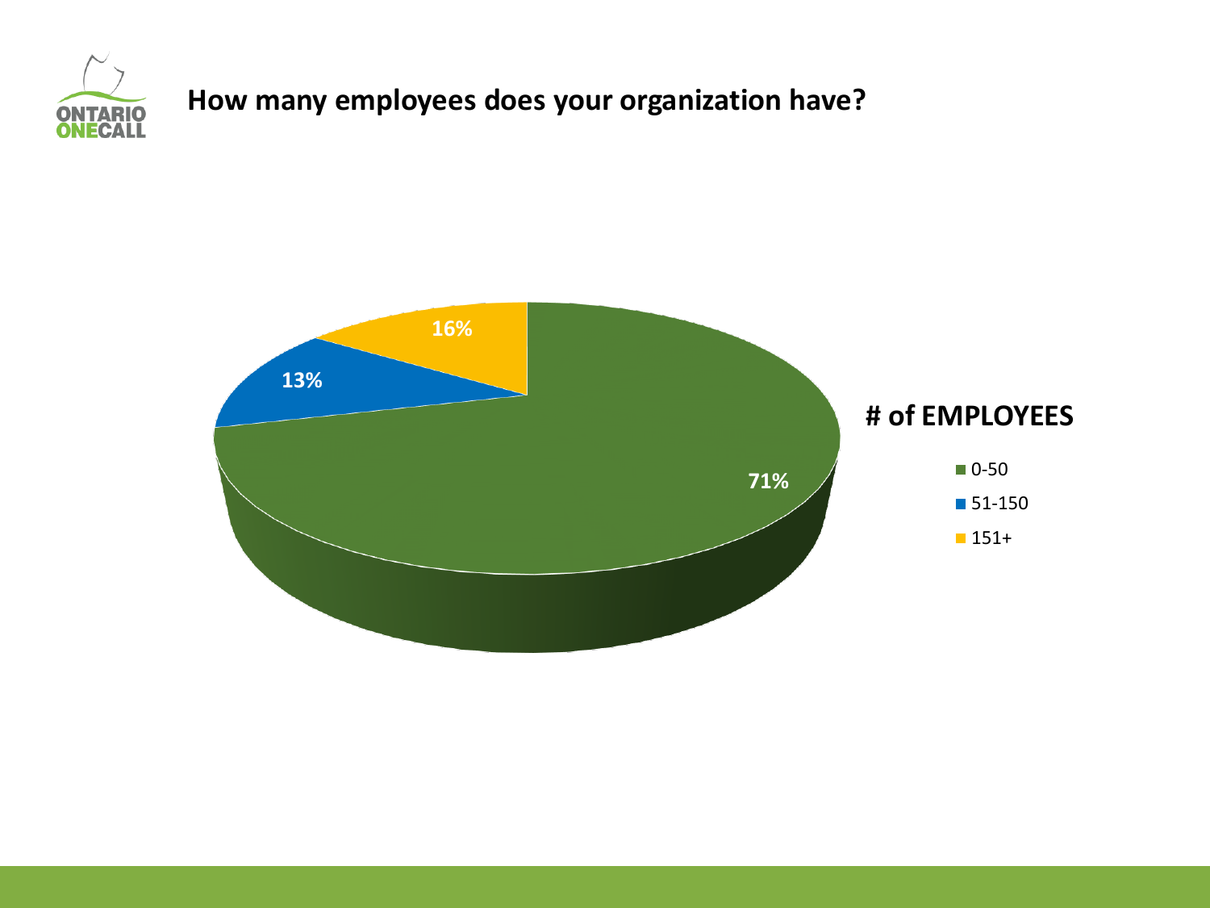## How many employees does your organization have?

**# of EMPLOYEES**

| # of Employees | Percentage |
| --- | --- |
| 0-50 | 71% |
| 51-150 | 13% |
| 151+ | 16% |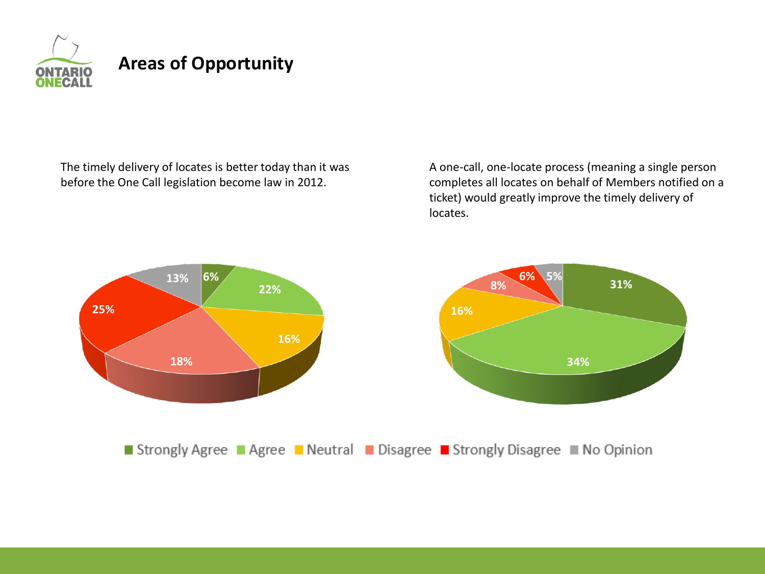## Areas of Opportunity

The timely delivery of locates is better today than it was before the One Call legislation become law in 2012.

| Response | Percentage |
| --- | --- |
| Strongly Agree | 6% |
| Agree | 22% |
| Neutral | 16% |
| Disagree | 18% |
| Strongly Disagree | 25% |
| No Opinion | 13% |

A one-call, one-locate process (meaning a single person completes all locates on behalf of Members notified on a ticket) would greatly improve the timely delivery of locates.

| Response | Percentage |
| --- | --- |
| Strongly Agree | 31% |
| Agree | 34% |
| Neutral | 16% |
| Disagree | 8% |
| Strongly Disagree | 6% |
| No Opinion | 5% |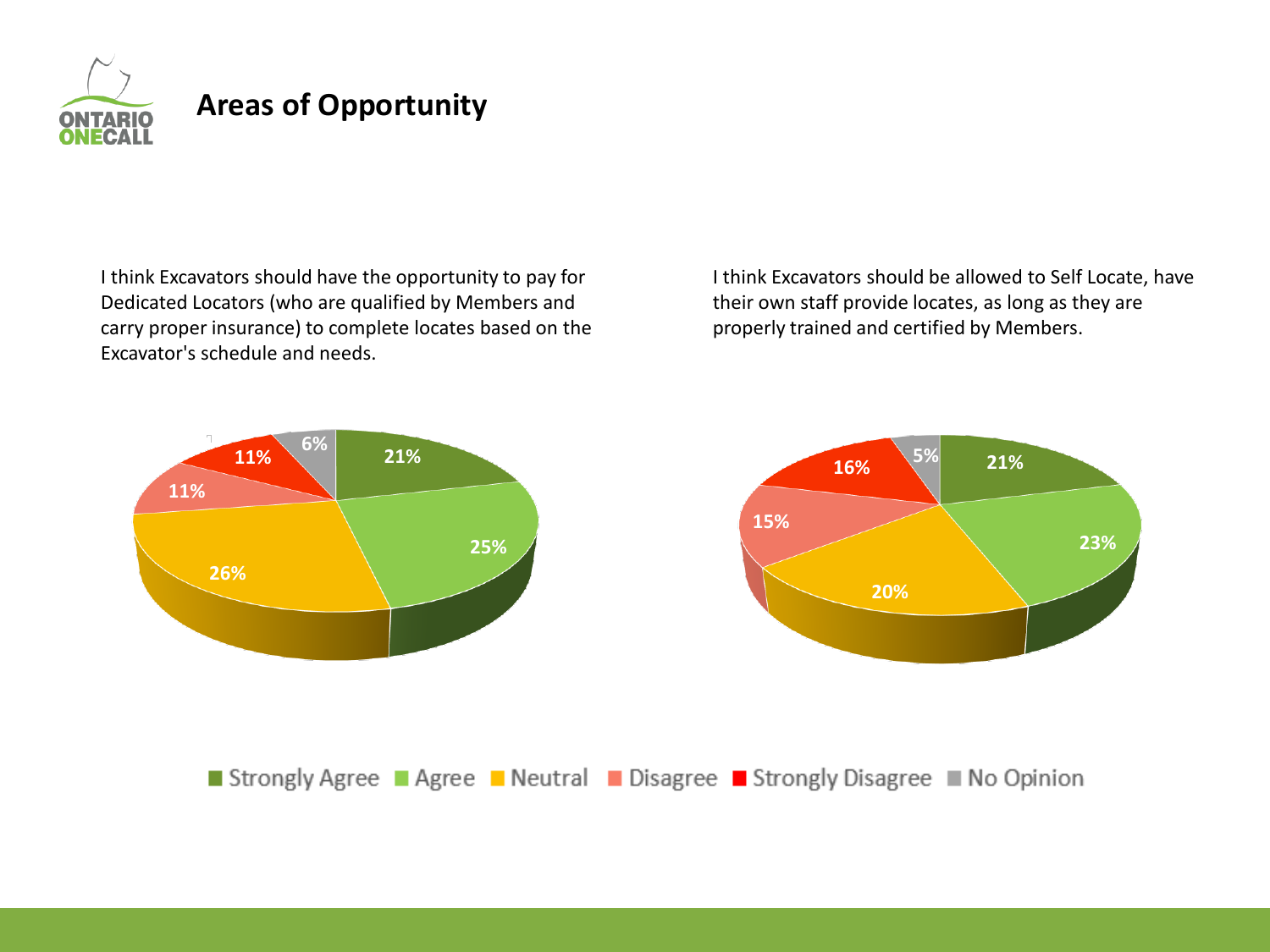# Areas of Opportunity

I think Excavators should have the opportunity to pay for Dedicated Locators (who are qualified by Members and carry proper insurance) to complete locates based on the Excavator's schedule and needs.

| Response | % |
| --- | --- |
| Strongly Agree | 21% |
| Agree | 25% |
| Neutral | 26% |
| Disagree | 11% |
| Strongly Disagree | 11% |
| No Opinion | 6% |

I think Excavators should be allowed to Self Locate, have their own staff provide locates, as long as they are properly trained and certified by Members.

| Response | % |
| --- | --- |
| Strongly Agree | 21% |
| Agree | 23% |
| Neutral | 20% |
| Disagree | 15% |
| Strongly Disagree | 16% |
| No Opinion | 5% |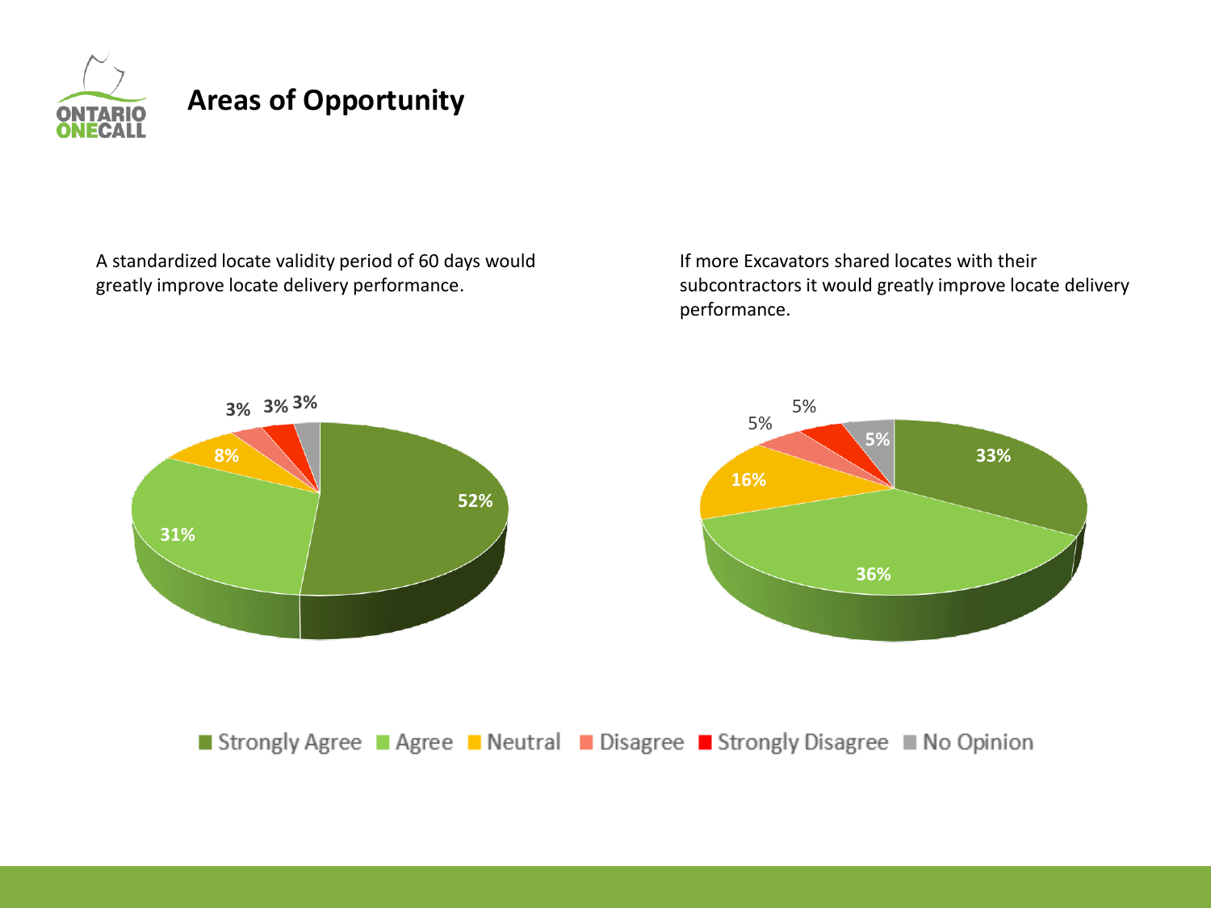## Areas of Opportunity

A standardized locate validity period of 60 days would greatly improve locate delivery performance.

| Response | Percentage |
|---|---|
| Strongly Agree | 52% |
| Agree | 31% |
| Neutral | 8% |
| Disagree | 3% |
| Strongly Disagree | 3% |
| No Opinion | 3% |

If more Excavators shared locates with their subcontractors it would greatly improve locate delivery performance.

| Response | Percentage |
|---|---|
| Strongly Agree | 33% |
| Agree | 36% |
| Neutral | 16% |
| Disagree | 5% |
| Strongly Disagree | 5% |
| No Opinion | 5% |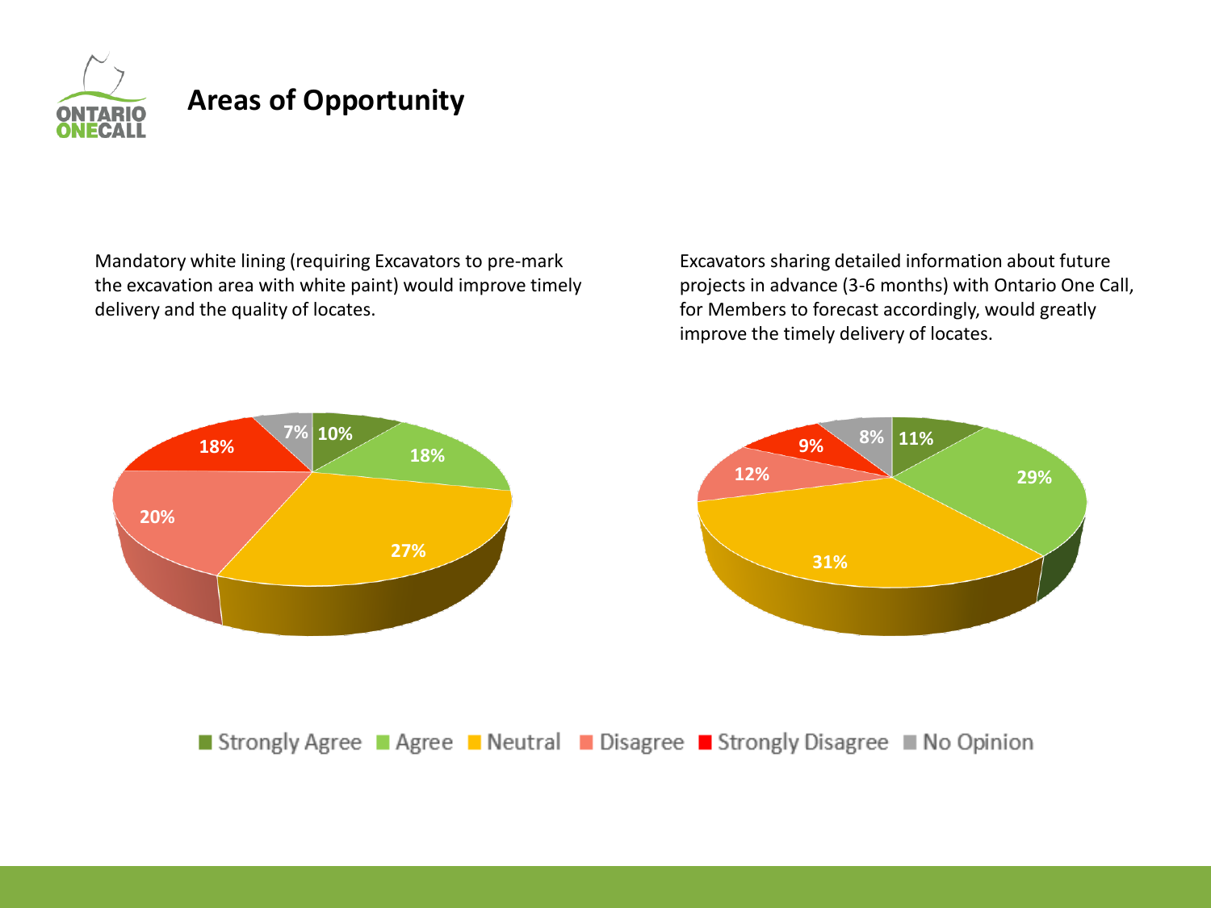## Areas of Opportunity

Mandatory white lining (requiring Excavators to pre-mark the excavation area with white paint) would improve timely delivery and the quality of locates.

| Response | Percentage |
| --- | --- |
| Strongly Agree | 10% |
| Agree | 18% |
| Neutral | 27% |
| Disagree | 20% |
| Strongly Disagree | 18% |
| No Opinion | 7% |

Excavators sharing detailed information about future projects in advance (3-6 months) with Ontario One Call, for Members to forecast accordingly, would greatly improve the timely delivery of locates.

| Response | Percentage |
| --- | --- |
| Strongly Agree | 11% |
| Agree | 29% |
| Neutral | 31% |
| Disagree | 12% |
| Strongly Disagree | 9% |
| No Opinion | 8% |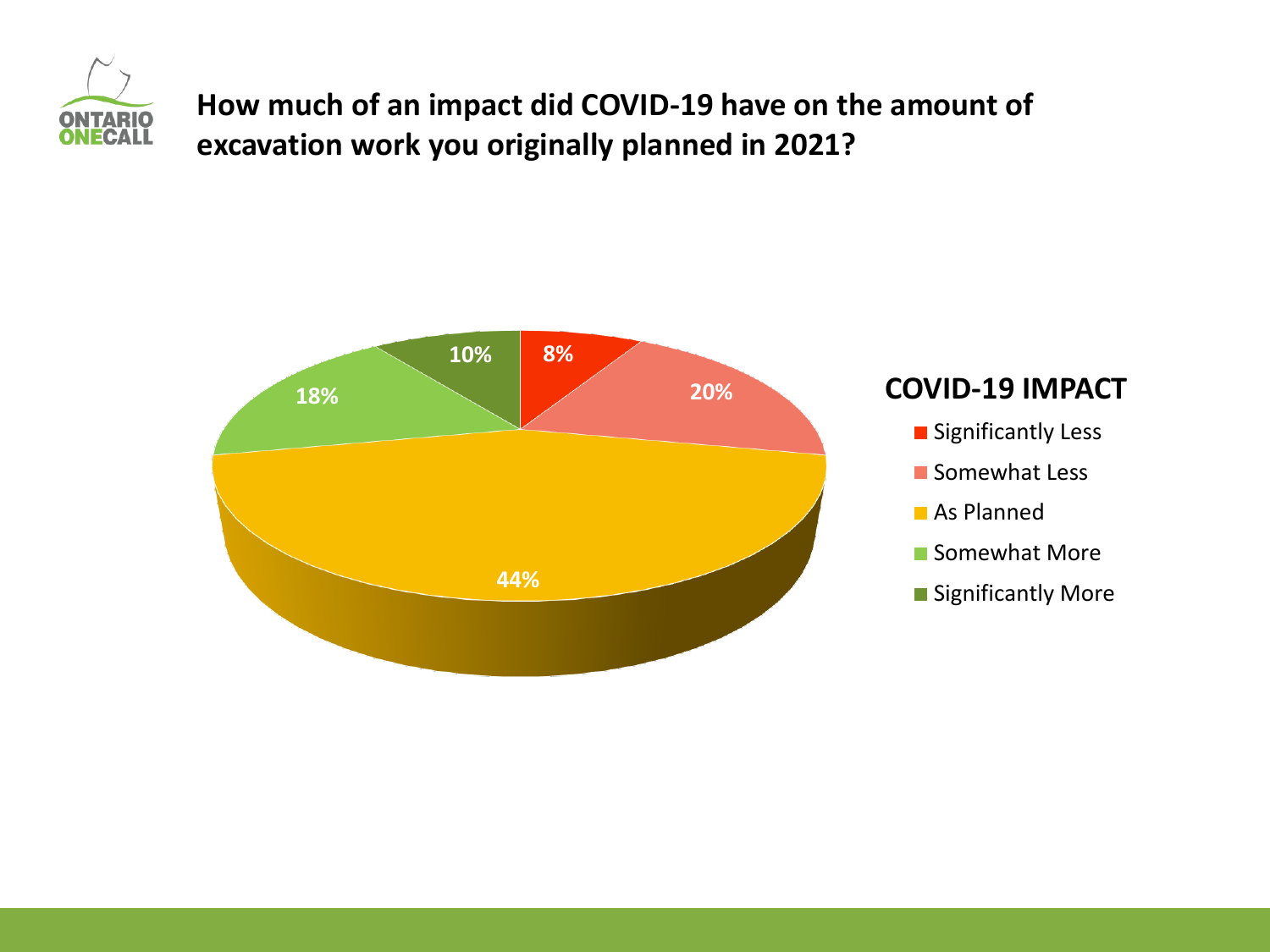## How much of an impact did COVID-19 have on the amount of excavation work you originally planned in 2021?

**COVID-19 IMPACT**

| COVID-19 Impact | Percentage |
| --- | --- |
| Significantly Less | 8% |
| Somewhat Less | 20% |
| As Planned | 44% |
| Somewhat More | 18% |
| Significantly More | 10% |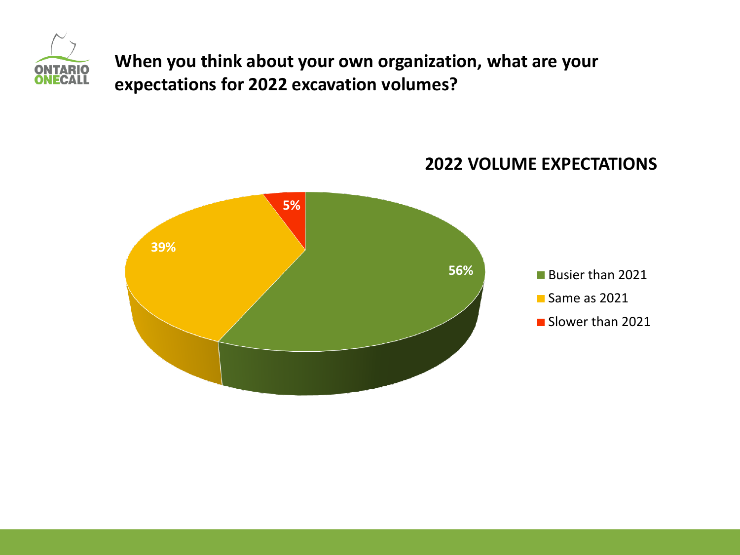**When you think about your own organization, what are your expectations for 2022 excavation volumes?**

**2022 VOLUME EXPECTATIONS**

5%

39%

56%

Busier than 2021

Same as 2021

Slower than 2021